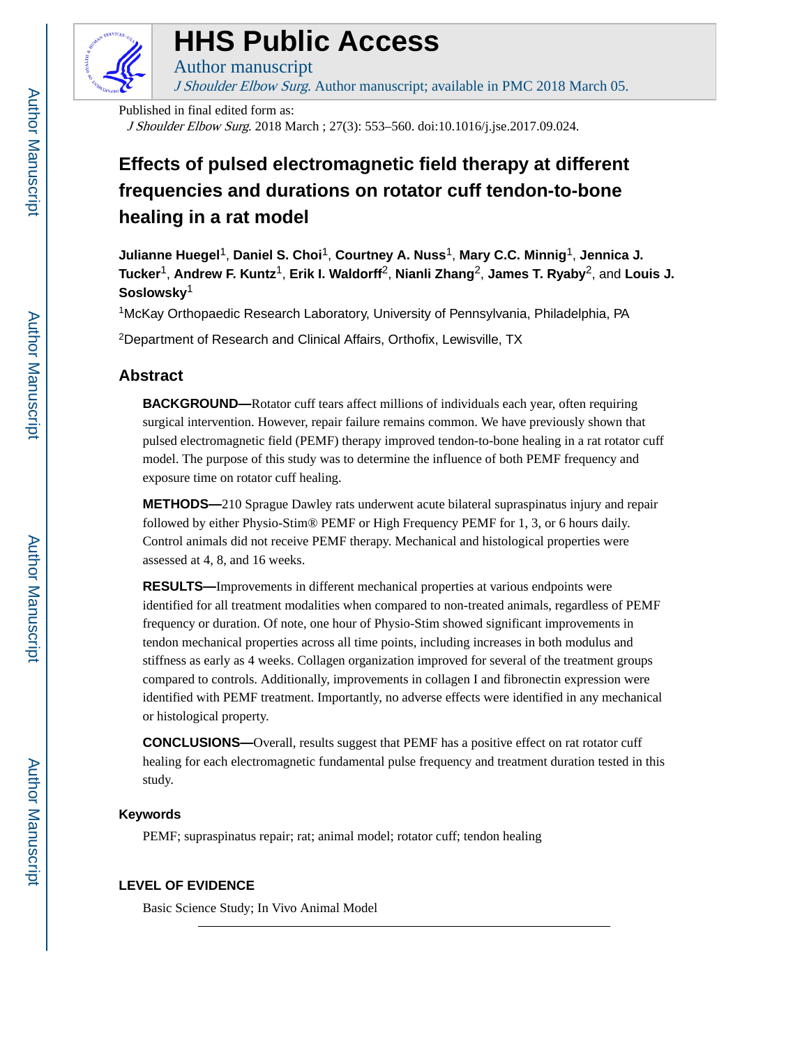# HHS Public Access

Author manuscript

*J Shoulder Elbow Surg*. Author manuscript; available in PMC 2018 March 05.

Published in final edited form as:

*J Shoulder Elbow Surg*. 2018 March ; 27(3): 553–560. doi:10.1016/j.jse.2017.09.024.

# Effects of pulsed electromagnetic field therapy at different frequencies and durations on rotator cuff tendon-to-bone healing in a rat model

**Julianne Huegel**[1], **Daniel S. Choi**[1], **Courtney A. Nuss**[1], **Mary C.C. Minnig**[1], **Jennica J. Tucker**[1], **Andrew F. Kuntz**[1], **Erik I. Waldorff**[2], **Nianli Zhang**[2], **James T. Ryaby**[2], and **Louis J. Soslowsky**[1]

[1]McKay Orthopaedic Research Laboratory, University of Pennsylvania, Philadelphia, PA

[2]Department of Research and Clinical Affairs, Orthofix, Lewisville, TX

## Abstract

**BACKGROUND—**Rotator cuff tears affect millions of individuals each year, often requiring surgical intervention. However, repair failure remains common. We have previously shown that pulsed electromagnetic field (PEMF) therapy improved tendon-to-bone healing in a rat rotator cuff model. The purpose of this study was to determine the influence of both PEMF frequency and exposure time on rotator cuff healing.

**METHODS—**210 Sprague Dawley rats underwent acute bilateral supraspinatus injury and repair followed by either Physio-Stim® PEMF or High Frequency PEMF for 1, 3, or 6 hours daily. Control animals did not receive PEMF therapy. Mechanical and histological properties were assessed at 4, 8, and 16 weeks.

**RESULTS—**Improvements in different mechanical properties at various endpoints were identified for all treatment modalities when compared to non-treated animals, regardless of PEMF frequency or duration. Of note, one hour of Physio-Stim showed significant improvements in tendon mechanical properties across all time points, including increases in both modulus and stiffness as early as 4 weeks. Collagen organization improved for several of the treatment groups compared to controls. Additionally, improvements in collagen I and fibronectin expression were identified with PEMF treatment. Importantly, no adverse effects were identified in any mechanical or histological property.

**CONCLUSIONS—**Overall, results suggest that PEMF has a positive effect on rat rotator cuff healing for each electromagnetic fundamental pulse frequency and treatment duration tested in this study.

### Keywords

PEMF; supraspinatus repair; rat; animal model; rotator cuff; tendon healing

### LEVEL OF EVIDENCE

Basic Science Study; In Vivo Animal Model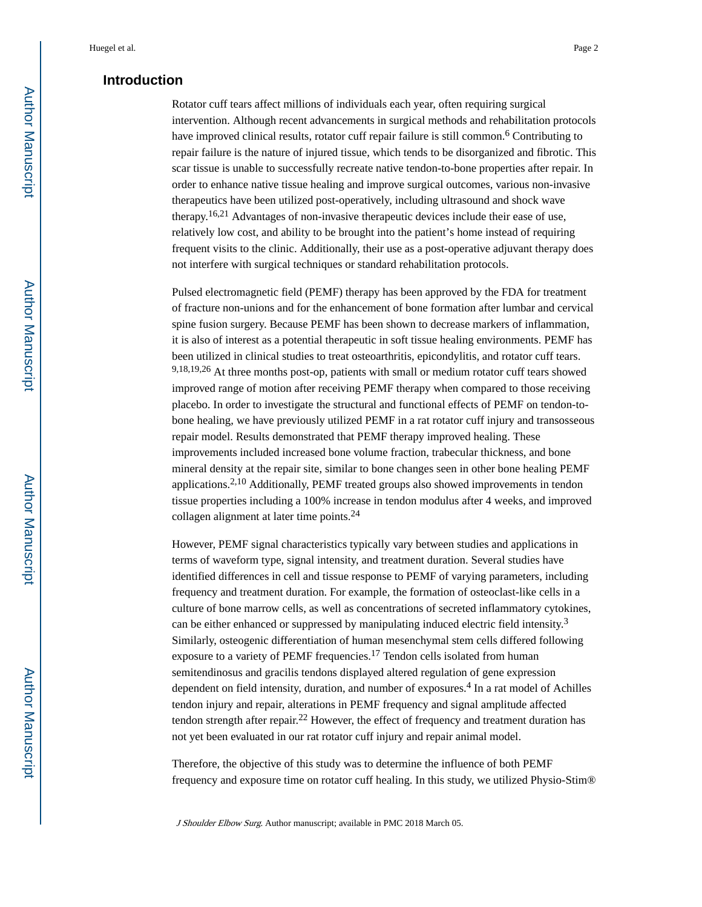## Introduction

Rotator cuff tears affect millions of individuals each year, often requiring surgical intervention. Although recent advancements in surgical methods and rehabilitation protocols have improved clinical results, rotator cuff repair failure is still common.[6] Contributing to repair failure is the nature of injured tissue, which tends to be disorganized and fibrotic. This scar tissue is unable to successfully recreate native tendon-to-bone properties after repair. In order to enhance native tissue healing and improve surgical outcomes, various non-invasive therapeutics have been utilized post-operatively, including ultrasound and shock wave therapy.[16,21] Advantages of non-invasive therapeutic devices include their ease of use, relatively low cost, and ability to be brought into the patient's home instead of requiring frequent visits to the clinic. Additionally, their use as a post-operative adjuvant therapy does not interfere with surgical techniques or standard rehabilitation protocols.

Pulsed electromagnetic field (PEMF) therapy has been approved by the FDA for treatment of fracture non-unions and for the enhancement of bone formation after lumbar and cervical spine fusion surgery. Because PEMF has been shown to decrease markers of inflammation, it is also of interest as a potential therapeutic in soft tissue healing environments. PEMF has been utilized in clinical studies to treat osteoarthritis, epicondylitis, and rotator cuff tears.[9,18,19,26] At three months post-op, patients with small or medium rotator cuff tears showed improved range of motion after receiving PEMF therapy when compared to those receiving placebo. In order to investigate the structural and functional effects of PEMF on tendon-to-bone healing, we have previously utilized PEMF in a rat rotator cuff injury and transosseous repair model. Results demonstrated that PEMF therapy improved healing. These improvements included increased bone volume fraction, trabecular thickness, and bone mineral density at the repair site, similar to bone changes seen in other bone healing PEMF applications.[2,10] Additionally, PEMF treated groups also showed improvements in tendon tissue properties including a 100% increase in tendon modulus after 4 weeks, and improved collagen alignment at later time points.[24]

However, PEMF signal characteristics typically vary between studies and applications in terms of waveform type, signal intensity, and treatment duration. Several studies have identified differences in cell and tissue response to PEMF of varying parameters, including frequency and treatment duration. For example, the formation of osteoclast-like cells in a culture of bone marrow cells, as well as concentrations of secreted inflammatory cytokines, can be either enhanced or suppressed by manipulating induced electric field intensity.[3] Similarly, osteogenic differentiation of human mesenchymal stem cells differed following exposure to a variety of PEMF frequencies.[17] Tendon cells isolated from human semitendinosus and gracilis tendons displayed altered regulation of gene expression dependent on field intensity, duration, and number of exposures.[4] In a rat model of Achilles tendon injury and repair, alterations in PEMF frequency and signal amplitude affected tendon strength after repair.[22] However, the effect of frequency and treatment duration has not yet been evaluated in our rat rotator cuff injury and repair animal model.

Therefore, the objective of this study was to determine the influence of both PEMF frequency and exposure time on rotator cuff healing. In this study, we utilized Physio-Stim®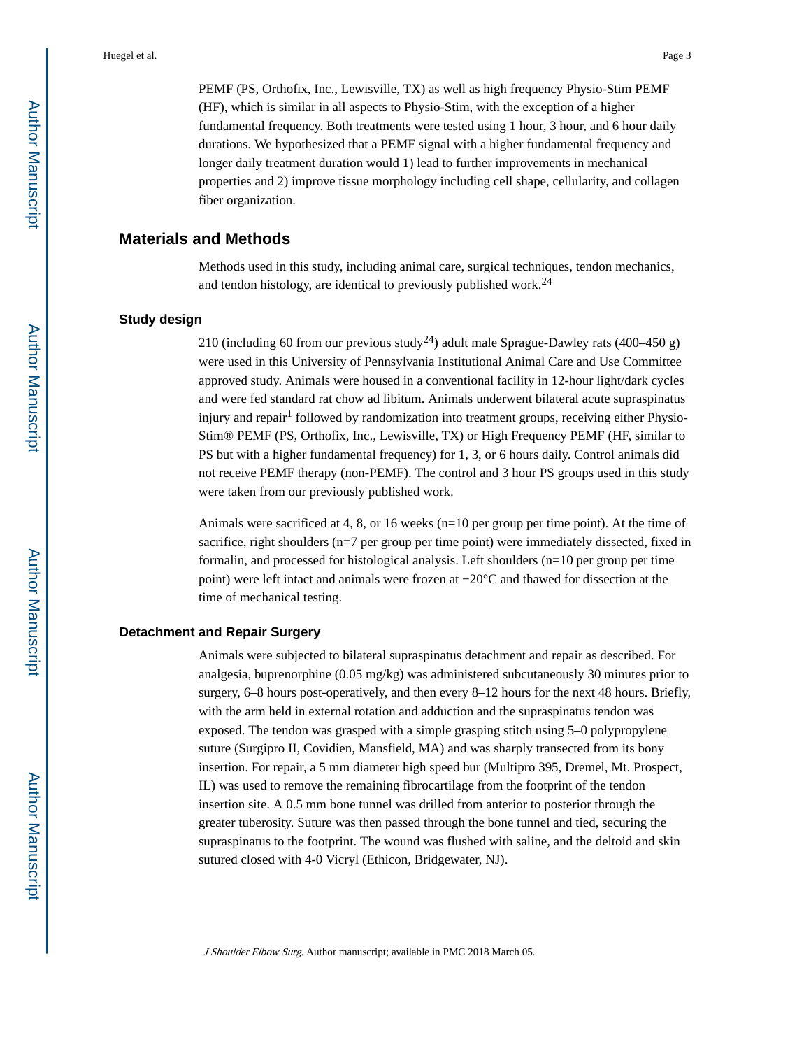PEMF (PS, Orthofix, Inc., Lewisville, TX) as well as high frequency Physio-Stim PEMF (HF), which is similar in all aspects to Physio-Stim, with the exception of a higher fundamental frequency. Both treatments were tested using 1 hour, 3 hour, and 6 hour daily durations. We hypothesized that a PEMF signal with a higher fundamental frequency and longer daily treatment duration would 1) lead to further improvements in mechanical properties and 2) improve tissue morphology including cell shape, cellularity, and collagen fiber organization.

## Materials and Methods

Methods used in this study, including animal care, surgical techniques, tendon mechanics, and tendon histology, are identical to previously published work.[24]

### Study design

210 (including 60 from our previous study[24]) adult male Sprague-Dawley rats (400–450 g) were used in this University of Pennsylvania Institutional Animal Care and Use Committee approved study. Animals were housed in a conventional facility in 12-hour light/dark cycles and were fed standard rat chow ad libitum. Animals underwent bilateral acute supraspinatus injury and repair[1] followed by randomization into treatment groups, receiving either Physio-Stim® PEMF (PS, Orthofix, Inc., Lewisville, TX) or High Frequency PEMF (HF, similar to PS but with a higher fundamental frequency) for 1, 3, or 6 hours daily. Control animals did not receive PEMF therapy (non-PEMF). The control and 3 hour PS groups used in this study were taken from our previously published work.

Animals were sacrificed at 4, 8, or 16 weeks (n=10 per group per time point). At the time of sacrifice, right shoulders (n=7 per group per time point) were immediately dissected, fixed in formalin, and processed for histological analysis. Left shoulders (n=10 per group per time point) were left intact and animals were frozen at −20°C and thawed for dissection at the time of mechanical testing.

### Detachment and Repair Surgery

Animals were subjected to bilateral supraspinatus detachment and repair as described. For analgesia, buprenorphine (0.05 mg/kg) was administered subcutaneously 30 minutes prior to surgery, 6–8 hours post-operatively, and then every 8–12 hours for the next 48 hours. Briefly, with the arm held in external rotation and adduction and the supraspinatus tendon was exposed. The tendon was grasped with a simple grasping stitch using 5–0 polypropylene suture (Surgipro II, Covidien, Mansfield, MA) and was sharply transected from its bony insertion. For repair, a 5 mm diameter high speed bur (Multipro 395, Dremel, Mt. Prospect, IL) was used to remove the remaining fibrocartilage from the footprint of the tendon insertion site. A 0.5 mm bone tunnel was drilled from anterior to posterior through the greater tuberosity. Suture was then passed through the bone tunnel and tied, securing the supraspinatus to the footprint. The wound was flushed with saline, and the deltoid and skin sutured closed with 4-0 Vicryl (Ethicon, Bridgewater, NJ).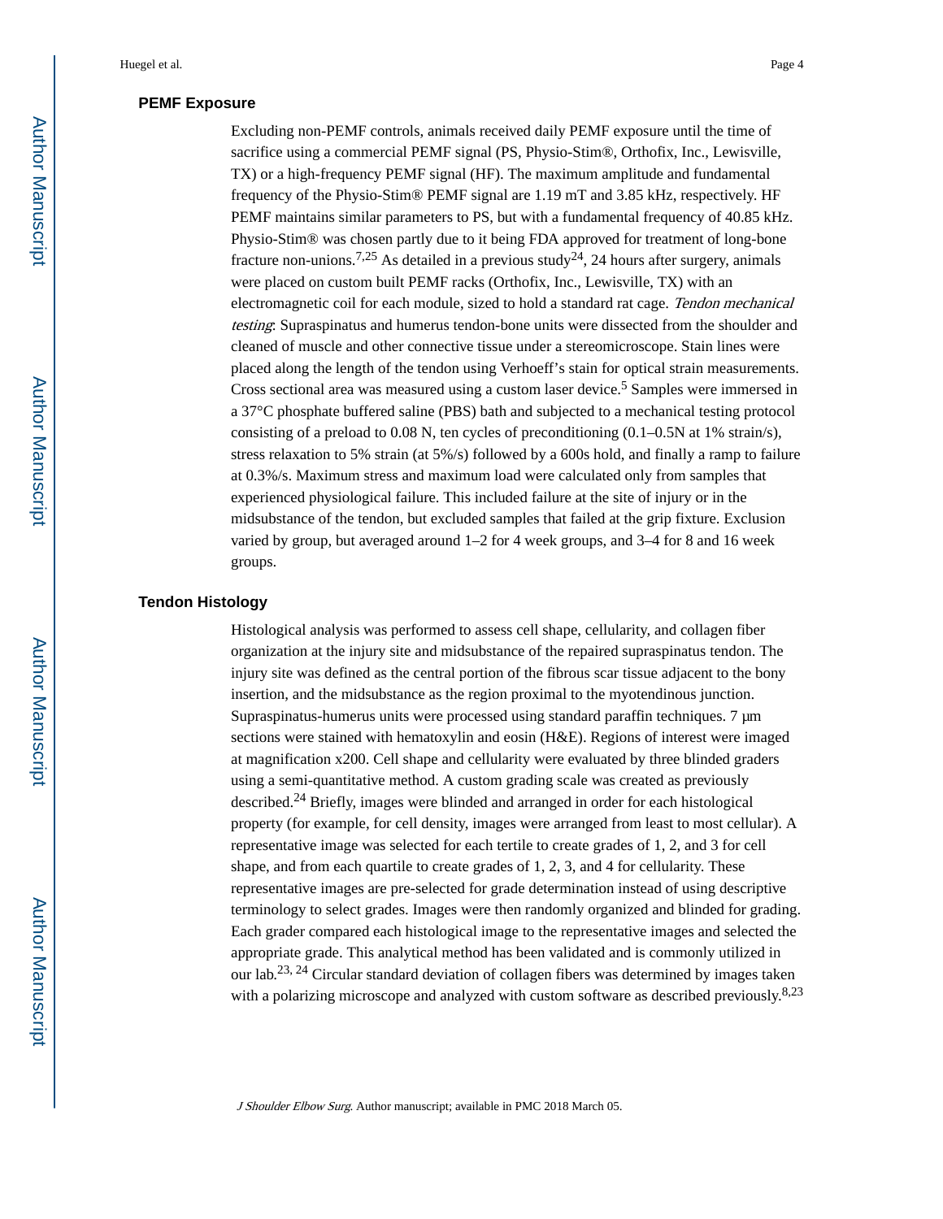## PEMF Exposure

Excluding non-PEMF controls, animals received daily PEMF exposure until the time of sacrifice using a commercial PEMF signal (PS, Physio-Stim®, Orthofix, Inc., Lewisville, TX) or a high-frequency PEMF signal (HF). The maximum amplitude and fundamental frequency of the Physio-Stim® PEMF signal are 1.19 mT and 3.85 kHz, respectively. HF PEMF maintains similar parameters to PS, but with a fundamental frequency of 40.85 kHz. Physio-Stim® was chosen partly due to it being FDA approved for treatment of long-bone fracture non-unions.[7,25] As detailed in a previous study[24], 24 hours after surgery, animals were placed on custom built PEMF racks (Orthofix, Inc., Lewisville, TX) with an electromagnetic coil for each module, sized to hold a standard rat cage. *Tendon mechanical testing*: Supraspinatus and humerus tendon-bone units were dissected from the shoulder and cleaned of muscle and other connective tissue under a stereomicroscope. Stain lines were placed along the length of the tendon using Verhoeff's stain for optical strain measurements. Cross sectional area was measured using a custom laser device.[5] Samples were immersed in a 37°C phosphate buffered saline (PBS) bath and subjected to a mechanical testing protocol consisting of a preload to 0.08 N, ten cycles of preconditioning (0.1–0.5N at 1% strain/s), stress relaxation to 5% strain (at 5%/s) followed by a 600s hold, and finally a ramp to failure at 0.3%/s. Maximum stress and maximum load were calculated only from samples that experienced physiological failure. This included failure at the site of injury or in the midsubstance of the tendon, but excluded samples that failed at the grip fixture. Exclusion varied by group, but averaged around 1–2 for 4 week groups, and 3–4 for 8 and 16 week groups.

## Tendon Histology

Histological analysis was performed to assess cell shape, cellularity, and collagen fiber organization at the injury site and midsubstance of the repaired supraspinatus tendon. The injury site was defined as the central portion of the fibrous scar tissue adjacent to the bony insertion, and the midsubstance as the region proximal to the myotendinous junction. Supraspinatus-humerus units were processed using standard paraffin techniques. 7 μm sections were stained with hematoxylin and eosin (H&E). Regions of interest were imaged at magnification x200. Cell shape and cellularity were evaluated by three blinded graders using a semi-quantitative method. A custom grading scale was created as previously described.[24] Briefly, images were blinded and arranged in order for each histological property (for example, for cell density, images were arranged from least to most cellular). A representative image was selected for each tertile to create grades of 1, 2, and 3 for cell shape, and from each quartile to create grades of 1, 2, 3, and 4 for cellularity. These representative images are pre-selected for grade determination instead of using descriptive terminology to select grades. Images were then randomly organized and blinded for grading. Each grader compared each histological image to the representative images and selected the appropriate grade. This analytical method has been validated and is commonly utilized in our lab.[23, 24] Circular standard deviation of collagen fibers was determined by images taken with a polarizing microscope and analyzed with custom software as described previously.[8,23]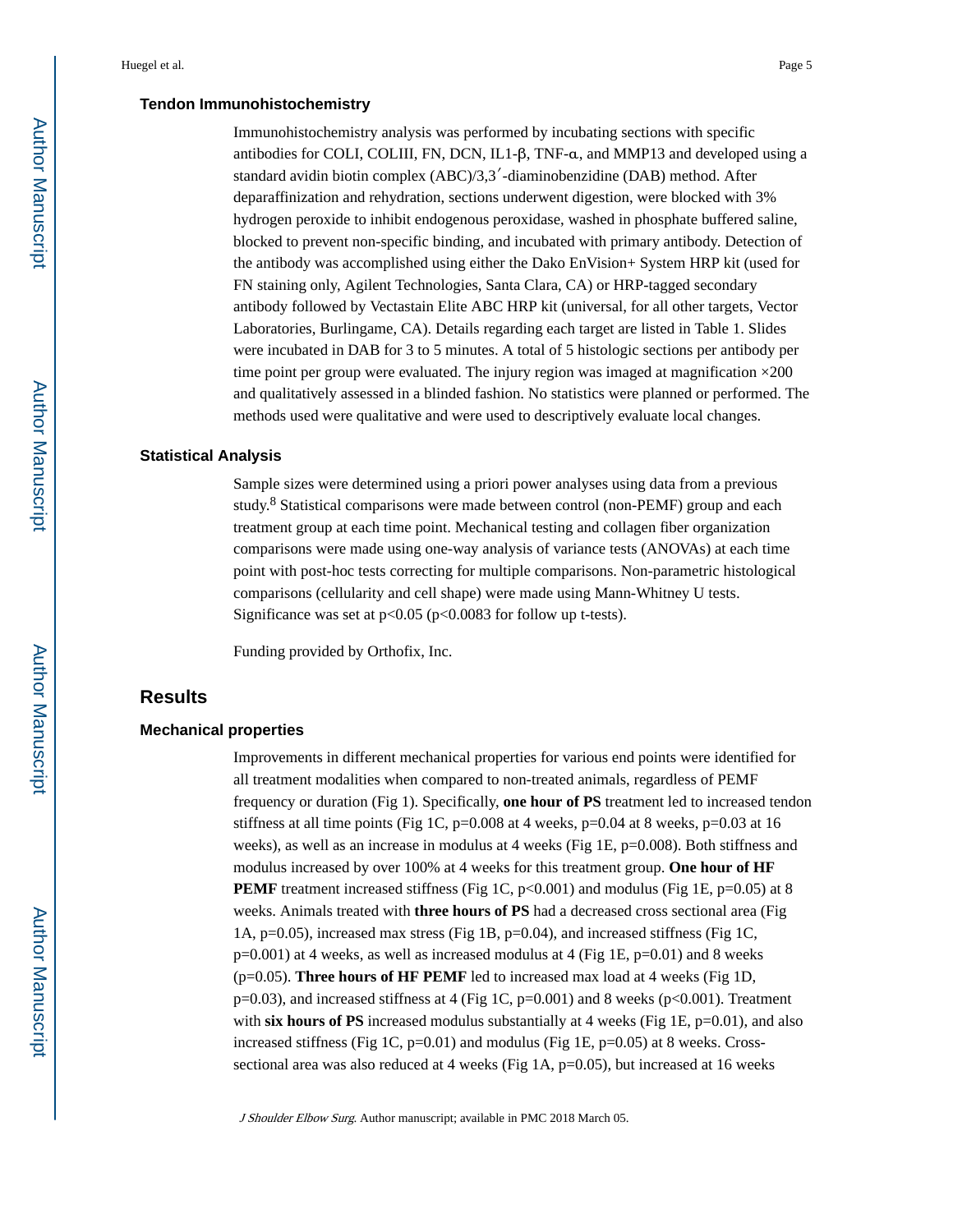### Tendon Immunohistochemistry

Immunohistochemistry analysis was performed by incubating sections with specific antibodies for COLI, COLIII, FN, DCN, IL1-β, TNF-α, and MMP13 and developed using a standard avidin biotin complex (ABC)/3,3′-diaminobenzidine (DAB) method. After deparaffinization and rehydration, sections underwent digestion, were blocked with 3% hydrogen peroxide to inhibit endogenous peroxidase, washed in phosphate buffered saline, blocked to prevent non-specific binding, and incubated with primary antibody. Detection of the antibody was accomplished using either the Dako EnVision+ System HRP kit (used for FN staining only, Agilent Technologies, Santa Clara, CA) or HRP-tagged secondary antibody followed by Vectastain Elite ABC HRP kit (universal, for all other targets, Vector Laboratories, Burlingame, CA). Details regarding each target are listed in Table 1. Slides were incubated in DAB for 3 to 5 minutes. A total of 5 histologic sections per antibody per time point per group were evaluated. The injury region was imaged at magnification ×200 and qualitatively assessed in a blinded fashion. No statistics were planned or performed. The methods used were qualitative and were used to descriptively evaluate local changes.

### Statistical Analysis

Sample sizes were determined using a priori power analyses using data from a previous study.[8] Statistical comparisons were made between control (non-PEMF) group and each treatment group at each time point. Mechanical testing and collagen fiber organization comparisons were made using one-way analysis of variance tests (ANOVAs) at each time point with post-hoc tests correcting for multiple comparisons. Non-parametric histological comparisons (cellularity and cell shape) were made using Mann-Whitney U tests. Significance was set at $p<0.05$ ($p<0.0083$ for follow up t-tests).

Funding provided by Orthofix, Inc.

## Results

### Mechanical properties

Improvements in different mechanical properties for various end points were identified for all treatment modalities when compared to non-treated animals, regardless of PEMF frequency or duration (Fig 1). Specifically, **one hour of PS** treatment led to increased tendon stiffness at all time points (Fig 1C, p=0.008 at 4 weeks, p=0.04 at 8 weeks, p=0.03 at 16 weeks), as well as an increase in modulus at 4 weeks (Fig 1E, p=0.008). Both stiffness and modulus increased by over 100% at 4 weeks for this treatment group. **One hour of HF PEMF** treatment increased stiffness (Fig 1C, p<0.001) and modulus (Fig 1E, p=0.05) at 8 weeks. Animals treated with **three hours of PS** had a decreased cross sectional area (Fig 1A, p=0.05), increased max stress (Fig 1B, p=0.04), and increased stiffness (Fig 1C, p=0.001) at 4 weeks, as well as increased modulus at 4 (Fig 1E, p=0.01) and 8 weeks (p=0.05). **Three hours of HF PEMF** led to increased max load at 4 weeks (Fig 1D, p=0.03), and increased stiffness at 4 (Fig 1C, p=0.001) and 8 weeks (p<0.001). Treatment with **six hours of PS** increased modulus substantially at 4 weeks (Fig 1E, p=0.01), and also increased stiffness (Fig 1C, p=0.01) and modulus (Fig 1E, p=0.05) at 8 weeks. Cross-sectional area was also reduced at 4 weeks (Fig 1A, p=0.05), but increased at 16 weeks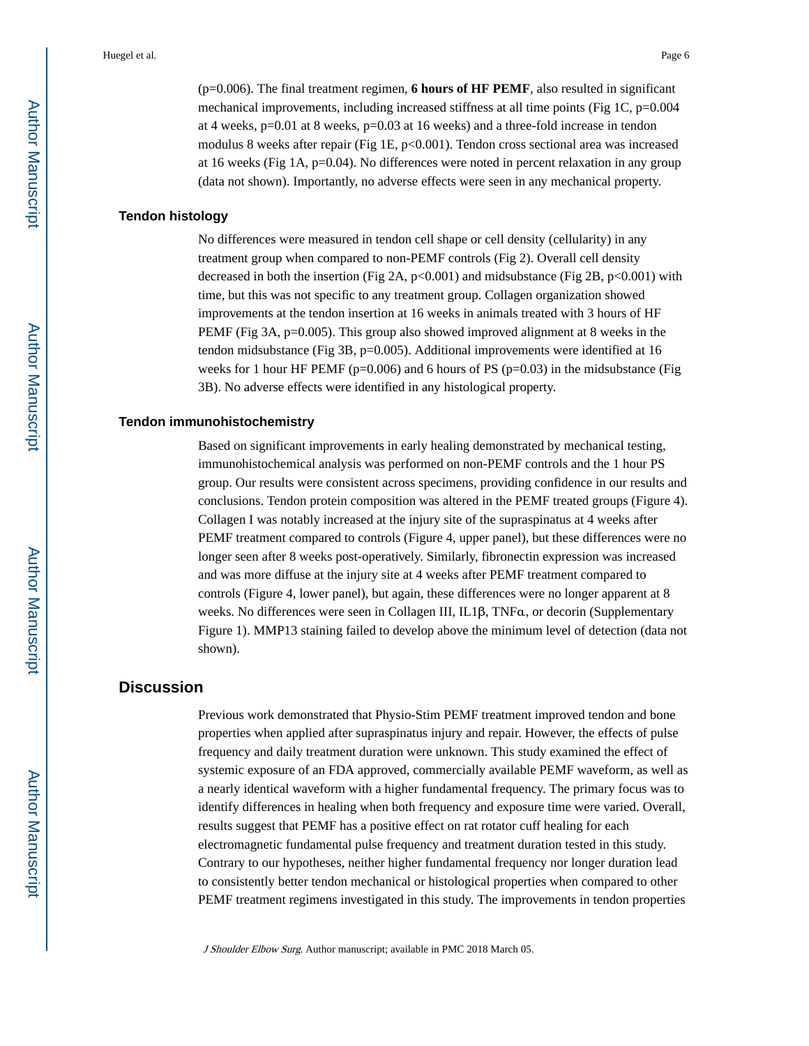(p=0.006). The final treatment regimen, **6 hours of HF PEMF**, also resulted in significant mechanical improvements, including increased stiffness at all time points (Fig 1C, p=0.004 at 4 weeks, p=0.01 at 8 weeks, p=0.03 at 16 weeks) and a three-fold increase in tendon modulus 8 weeks after repair (Fig 1E, p<0.001). Tendon cross sectional area was increased at 16 weeks (Fig 1A, p=0.04). No differences were noted in percent relaxation in any group (data not shown). Importantly, no adverse effects were seen in any mechanical property.

### Tendon histology

No differences were measured in tendon cell shape or cell density (cellularity) in any treatment group when compared to non-PEMF controls (Fig 2). Overall cell density decreased in both the insertion (Fig 2A, p<0.001) and midsubstance (Fig 2B, p<0.001) with time, but this was not specific to any treatment group. Collagen organization showed improvements at the tendon insertion at 16 weeks in animals treated with 3 hours of HF PEMF (Fig 3A, p=0.005). This group also showed improved alignment at 8 weeks in the tendon midsubstance (Fig 3B, p=0.005). Additional improvements were identified at 16 weeks for 1 hour HF PEMF (p=0.006) and 6 hours of PS (p=0.03) in the midsubstance (Fig 3B). No adverse effects were identified in any histological property.

### Tendon immunohistochemistry

Based on significant improvements in early healing demonstrated by mechanical testing, immunohistochemical analysis was performed on non-PEMF controls and the 1 hour PS group. Our results were consistent across specimens, providing confidence in our results and conclusions. Tendon protein composition was altered in the PEMF treated groups (Figure 4). Collagen I was notably increased at the injury site of the supraspinatus at 4 weeks after PEMF treatment compared to controls (Figure 4, upper panel), but these differences were no longer seen after 8 weeks post-operatively. Similarly, fibronectin expression was increased and was more diffuse at the injury site at 4 weeks after PEMF treatment compared to controls (Figure 4, lower panel), but again, these differences were no longer apparent at 8 weeks. No differences were seen in Collagen III, IL1β, TNFα, or decorin (Supplementary Figure 1). MMP13 staining failed to develop above the minimum level of detection (data not shown).

## Discussion

Previous work demonstrated that Physio-Stim PEMF treatment improved tendon and bone properties when applied after supraspinatus injury and repair. However, the effects of pulse frequency and daily treatment duration were unknown. This study examined the effect of systemic exposure of an FDA approved, commercially available PEMF waveform, as well as a nearly identical waveform with a higher fundamental frequency. The primary focus was to identify differences in healing when both frequency and exposure time were varied. Overall, results suggest that PEMF has a positive effect on rat rotator cuff healing for each electromagnetic fundamental pulse frequency and treatment duration tested in this study. Contrary to our hypotheses, neither higher fundamental frequency nor longer duration lead to consistently better tendon mechanical or histological properties when compared to other PEMF treatment regimens investigated in this study. The improvements in tendon properties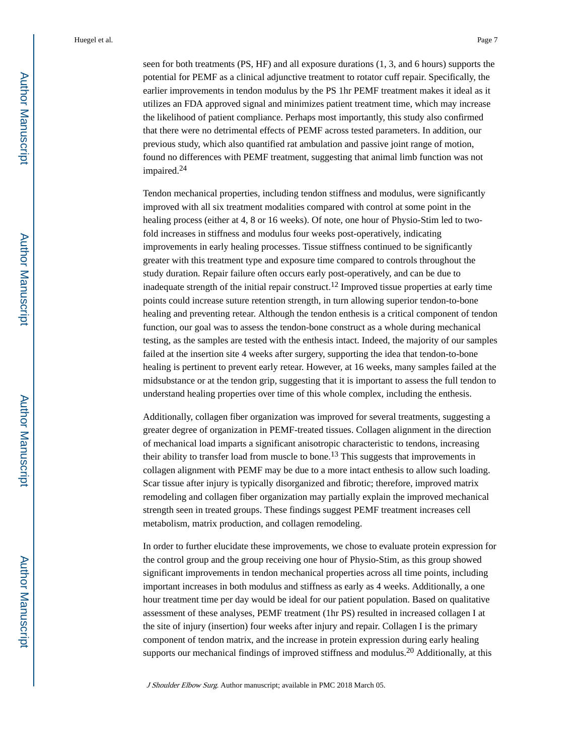seen for both treatments (PS, HF) and all exposure durations (1, 3, and 6 hours) supports the potential for PEMF as a clinical adjunctive treatment to rotator cuff repair. Specifically, the earlier improvements in tendon modulus by the PS 1hr PEMF treatment makes it ideal as it utilizes an FDA approved signal and minimizes patient treatment time, which may increase the likelihood of patient compliance. Perhaps most importantly, this study also confirmed that there were no detrimental effects of PEMF across tested parameters. In addition, our previous study, which also quantified rat ambulation and passive joint range of motion, found no differences with PEMF treatment, suggesting that animal limb function was not impaired.[24]

Tendon mechanical properties, including tendon stiffness and modulus, were significantly improved with all six treatment modalities compared with control at some point in the healing process (either at 4, 8 or 16 weeks). Of note, one hour of Physio-Stim led to two-fold increases in stiffness and modulus four weeks post-operatively, indicating improvements in early healing processes. Tissue stiffness continued to be significantly greater with this treatment type and exposure time compared to controls throughout the study duration. Repair failure often occurs early post-operatively, and can be due to inadequate strength of the initial repair construct.[12] Improved tissue properties at early time points could increase suture retention strength, in turn allowing superior tendon-to-bone healing and preventing retear. Although the tendon enthesis is a critical component of tendon function, our goal was to assess the tendon-bone construct as a whole during mechanical testing, as the samples are tested with the enthesis intact. Indeed, the majority of our samples failed at the insertion site 4 weeks after surgery, supporting the idea that tendon-to-bone healing is pertinent to prevent early retear. However, at 16 weeks, many samples failed at the midsubstance or at the tendon grip, suggesting that it is important to assess the full tendon to understand healing properties over time of this whole complex, including the enthesis.

Additionally, collagen fiber organization was improved for several treatments, suggesting a greater degree of organization in PEMF-treated tissues. Collagen alignment in the direction of mechanical load imparts a significant anisotropic characteristic to tendons, increasing their ability to transfer load from muscle to bone.[13] This suggests that improvements in collagen alignment with PEMF may be due to a more intact enthesis to allow such loading. Scar tissue after injury is typically disorganized and fibrotic; therefore, improved matrix remodeling and collagen fiber organization may partially explain the improved mechanical strength seen in treated groups. These findings suggest PEMF treatment increases cell metabolism, matrix production, and collagen remodeling.

In order to further elucidate these improvements, we chose to evaluate protein expression for the control group and the group receiving one hour of Physio-Stim, as this group showed significant improvements in tendon mechanical properties across all time points, including important increases in both modulus and stiffness as early as 4 weeks. Additionally, a one hour treatment time per day would be ideal for our patient population. Based on qualitative assessment of these analyses, PEMF treatment (1hr PS) resulted in increased collagen I at the site of injury (insertion) four weeks after injury and repair. Collagen I is the primary component of tendon matrix, and the increase in protein expression during early healing supports our mechanical findings of improved stiffness and modulus.[20] Additionally, at this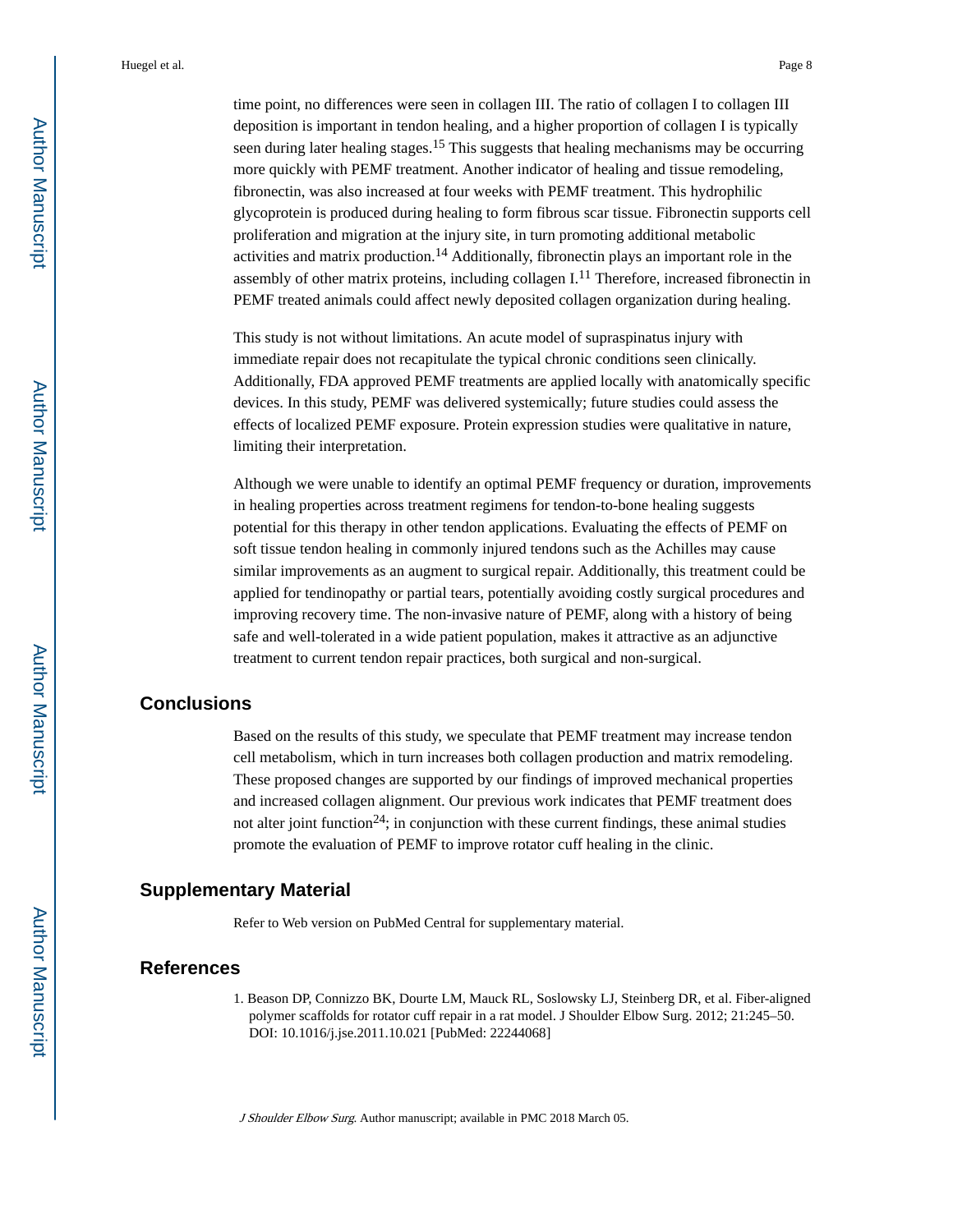time point, no differences were seen in collagen III. The ratio of collagen I to collagen III deposition is important in tendon healing, and a higher proportion of collagen I is typically seen during later healing stages.[15] This suggests that healing mechanisms may be occurring more quickly with PEMF treatment. Another indicator of healing and tissue remodeling, fibronectin, was also increased at four weeks with PEMF treatment. This hydrophilic glycoprotein is produced during healing to form fibrous scar tissue. Fibronectin supports cell proliferation and migration at the injury site, in turn promoting additional metabolic activities and matrix production.[14] Additionally, fibronectin plays an important role in the assembly of other matrix proteins, including collagen I.[11] Therefore, increased fibronectin in PEMF treated animals could affect newly deposited collagen organization during healing.

This study is not without limitations. An acute model of supraspinatus injury with immediate repair does not recapitulate the typical chronic conditions seen clinically. Additionally, FDA approved PEMF treatments are applied locally with anatomically specific devices. In this study, PEMF was delivered systemically; future studies could assess the effects of localized PEMF exposure. Protein expression studies were qualitative in nature, limiting their interpretation.

Although we were unable to identify an optimal PEMF frequency or duration, improvements in healing properties across treatment regimens for tendon-to-bone healing suggests potential for this therapy in other tendon applications. Evaluating the effects of PEMF on soft tissue tendon healing in commonly injured tendons such as the Achilles may cause similar improvements as an augment to surgical repair. Additionally, this treatment could be applied for tendinopathy or partial tears, potentially avoiding costly surgical procedures and improving recovery time. The non-invasive nature of PEMF, along with a history of being safe and well-tolerated in a wide patient population, makes it attractive as an adjunctive treatment to current tendon repair practices, both surgical and non-surgical.

## Conclusions

Based on the results of this study, we speculate that PEMF treatment may increase tendon cell metabolism, which in turn increases both collagen production and matrix remodeling. These proposed changes are supported by our findings of improved mechanical properties and increased collagen alignment. Our previous work indicates that PEMF treatment does not alter joint function[24]; in conjunction with these current findings, these animal studies promote the evaluation of PEMF to improve rotator cuff healing in the clinic.

## Supplementary Material

Refer to Web version on PubMed Central for supplementary material.

## References

1. Beason DP, Connizzo BK, Dourte LM, Mauck RL, Soslowsky LJ, Steinberg DR, et al. Fiber-aligned polymer scaffolds for rotator cuff repair in a rat model. J Shoulder Elbow Surg. 2012; 21:245–50. DOI: 10.1016/j.jse.2011.10.021 [PubMed: 22244068]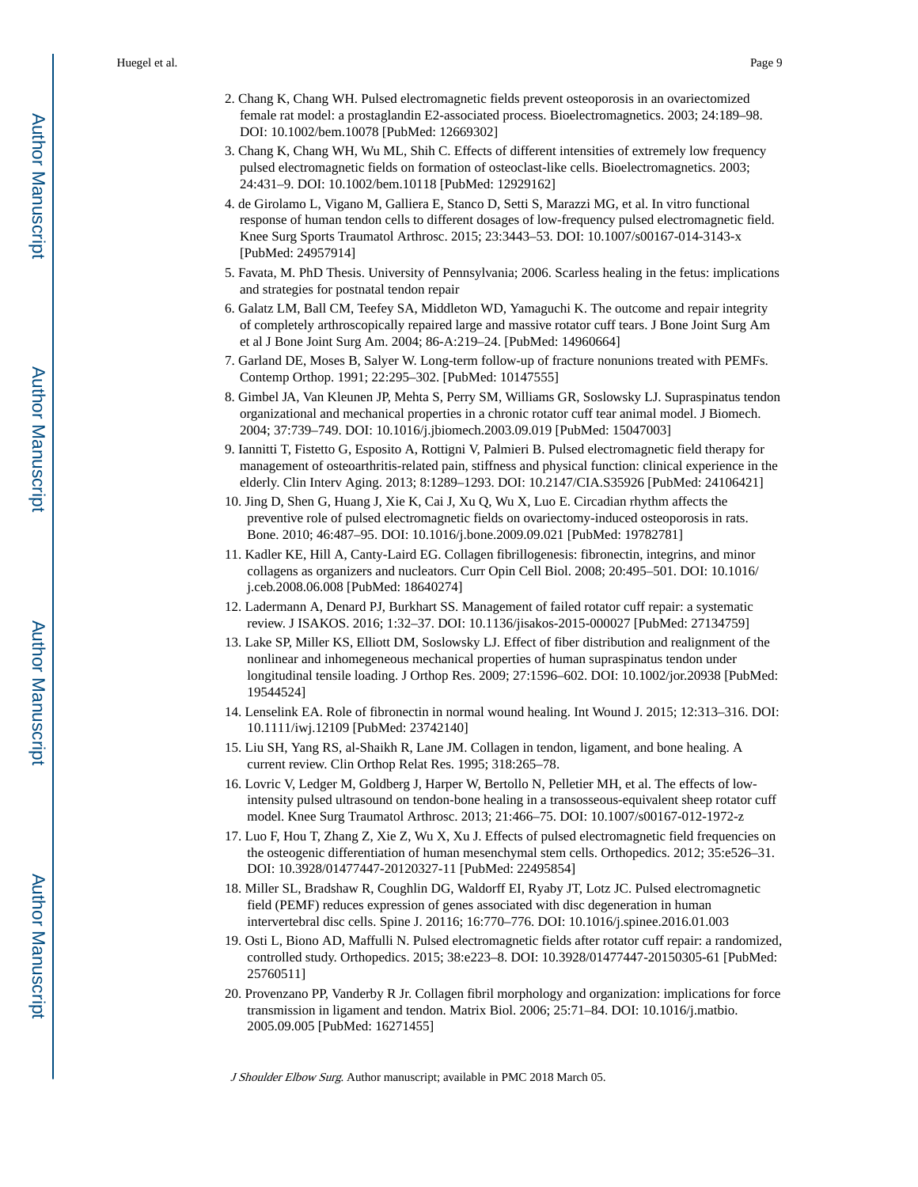2. Chang K, Chang WH. Pulsed electromagnetic fields prevent osteoporosis in an ovariectomized female rat model: a prostaglandin E2-associated process. Bioelectromagnetics. 2003; 24:189–98. DOI: 10.1002/bem.10078 [PubMed: 12669302]
3. Chang K, Chang WH, Wu ML, Shih C. Effects of different intensities of extremely low frequency pulsed electromagnetic fields on formation of osteoclast-like cells. Bioelectromagnetics. 2003; 24:431–9. DOI: 10.1002/bem.10118 [PubMed: 12929162]
4. de Girolamo L, Vigano M, Galliera E, Stanco D, Setti S, Marazzi MG, et al. In vitro functional response of human tendon cells to different dosages of low-frequency pulsed electromagnetic field. Knee Surg Sports Traumatol Arthrosc. 2015; 23:3443–53. DOI: 10.1007/s00167-014-3143-x [PubMed: 24957914]
5. Favata, M. PhD Thesis. University of Pennsylvania; 2006. Scarless healing in the fetus: implications and strategies for postnatal tendon repair
6. Galatz LM, Ball CM, Teefey SA, Middleton WD, Yamaguchi K. The outcome and repair integrity of completely arthroscopically repaired large and massive rotator cuff tears. J Bone Joint Surg Am et al J Bone Joint Surg Am. 2004; 86-A:219–24. [PubMed: 14960664]
7. Garland DE, Moses B, Salyer W. Long-term follow-up of fracture nonunions treated with PEMFs. Contemp Orthop. 1991; 22:295–302. [PubMed: 10147555]
8. Gimbel JA, Van Kleunen JP, Mehta S, Perry SM, Williams GR, Soslowsky LJ. Supraspinatus tendon organizational and mechanical properties in a chronic rotator cuff tear animal model. J Biomech. 2004; 37:739–749. DOI: 10.1016/j.jbiomech.2003.09.019 [PubMed: 15047003]
9. Iannitti T, Fistetto G, Esposito A, Rottigni V, Palmieri B. Pulsed electromagnetic field therapy for management of osteoarthritis-related pain, stiffness and physical function: clinical experience in the elderly. Clin Interv Aging. 2013; 8:1289–1293. DOI: 10.2147/CIA.S35926 [PubMed: 24106421]
10. Jing D, Shen G, Huang J, Xie K, Cai J, Xu Q, Wu X, Luo E. Circadian rhythm affects the preventive role of pulsed electromagnetic fields on ovariectomy-induced osteoporosis in rats. Bone. 2010; 46:487–95. DOI: 10.1016/j.bone.2009.09.021 [PubMed: 19782781]
11. Kadler KE, Hill A, Canty-Laird EG. Collagen fibrillogenesis: fibronectin, integrins, and minor collagens as organizers and nucleators. Curr Opin Cell Biol. 2008; 20:495–501. DOI: 10.1016/j.ceb.2008.06.008 [PubMed: 18640274]
12. Ladermann A, Denard PJ, Burkhart SS. Management of failed rotator cuff repair: a systematic review. J ISAKOS. 2016; 1:32–37. DOI: 10.1136/jisakos-2015-000027 [PubMed: 27134759]
13. Lake SP, Miller KS, Elliott DM, Soslowsky LJ. Effect of fiber distribution and realignment of the nonlinear and inhomegeneous mechanical properties of human supraspinatus tendon under longitudinal tensile loading. J Orthop Res. 2009; 27:1596–602. DOI: 10.1002/jor.20938 [PubMed: 19544524]
14. Lenselink EA. Role of fibronectin in normal wound healing. Int Wound J. 2015; 12:313–316. DOI: 10.1111/iwj.12109 [PubMed: 23742140]
15. Liu SH, Yang RS, al-Shaikh R, Lane JM. Collagen in tendon, ligament, and bone healing. A current review. Clin Orthop Relat Res. 1995; 318:265–78.
16. Lovric V, Ledger M, Goldberg J, Harper W, Bertollo N, Pelletier MH, et al. The effects of low-intensity pulsed ultrasound on tendon-bone healing in a transosseous-equivalent sheep rotator cuff model. Knee Surg Traumatol Arthrosc. 2013; 21:466–75. DOI: 10.1007/s00167-012-1972-z
17. Luo F, Hou T, Zhang Z, Xie Z, Wu X, Xu J. Effects of pulsed electromagnetic field frequencies on the osteogenic differentiation of human mesenchymal stem cells. Orthopedics. 2012; 35:e526–31. DOI: 10.3928/01477447-20120327-11 [PubMed: 22495854]
18. Miller SL, Bradshaw R, Coughlin DG, Waldorff EI, Ryaby JT, Lotz JC. Pulsed electromagnetic field (PEMF) reduces expression of genes associated with disc degeneration in human intervertebral disc cells. Spine J. 20116; 16:770–776. DOI: 10.1016/j.spinee.2016.01.003
19. Osti L, Biono AD, Maffulli N. Pulsed electromagnetic fields after rotator cuff repair: a randomized, controlled study. Orthopedics. 2015; 38:e223–8. DOI: 10.3928/01477447-20150305-61 [PubMed: 25760511]
20. Provenzano PP, Vanderby R Jr. Collagen fibril morphology and organization: implications for force transmission in ligament and tendon. Matrix Biol. 2006; 25:71–84. DOI: 10.1016/j.matbio.2005.09.005 [PubMed: 16271455]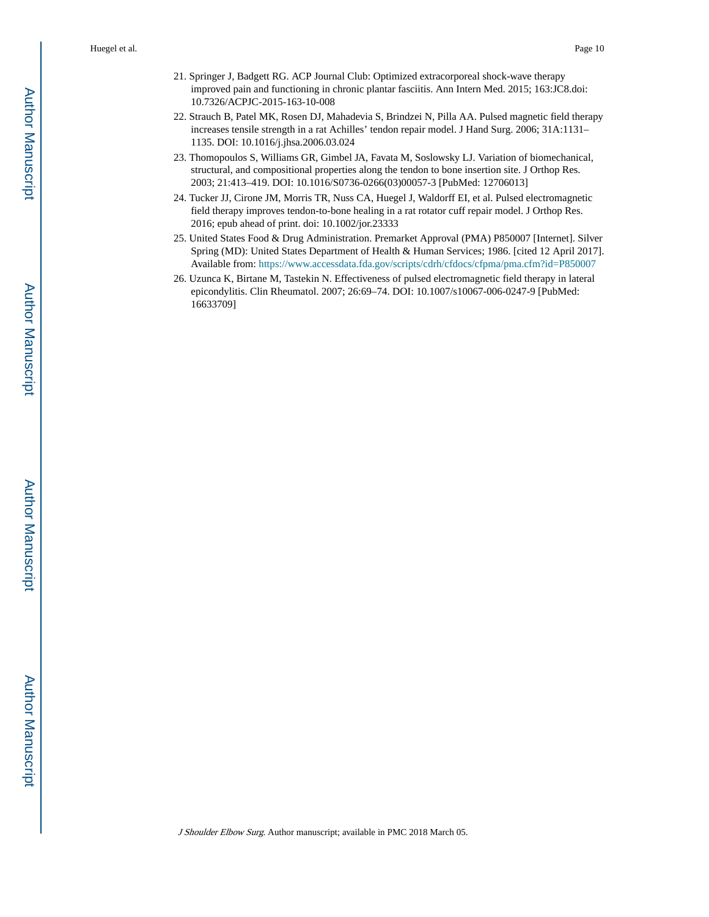21. Springer J, Badgett RG. ACP Journal Club: Optimized extracorporeal shock-wave therapy improved pain and functioning in chronic plantar fasciitis. Ann Intern Med. 2015; 163:JC8.doi: 10.7326/ACPJC-2015-163-10-008
22. Strauch B, Patel MK, Rosen DJ, Mahadevia S, Brindzei N, Pilla AA. Pulsed magnetic field therapy increases tensile strength in a rat Achilles' tendon repair model. J Hand Surg. 2006; 31A:1131–1135. DOI: 10.1016/j.jhsa.2006.03.024
23. Thomopoulos S, Williams GR, Gimbel JA, Favata M, Soslowsky LJ. Variation of biomechanical, structural, and compositional properties along the tendon to bone insertion site. J Orthop Res. 2003; 21:413–419. DOI: 10.1016/S0736-0266(03)00057-3 [PubMed: 12706013]
24. Tucker JJ, Cirone JM, Morris TR, Nuss CA, Huegel J, Waldorff EI, et al. Pulsed electromagnetic field therapy improves tendon-to-bone healing in a rat rotator cuff repair model. J Orthop Res. 2016; epub ahead of print. doi: 10.1002/jor.23333
25. United States Food & Drug Administration. Premarket Approval (PMA) P850007 [Internet]. Silver Spring (MD): United States Department of Health & Human Services; 1986. [cited 12 April 2017]. Available from: https://www.accessdata.fda.gov/scripts/cdrh/cfdocs/cfpma/pma.cfm?id=P850007
26. Uzunca K, Birtane M, Tastekin N. Effectiveness of pulsed electromagnetic field therapy in lateral epicondylitis. Clin Rheumatol. 2007; 26:69–74. DOI: 10.1007/s10067-006-0247-9 [PubMed: 16633709]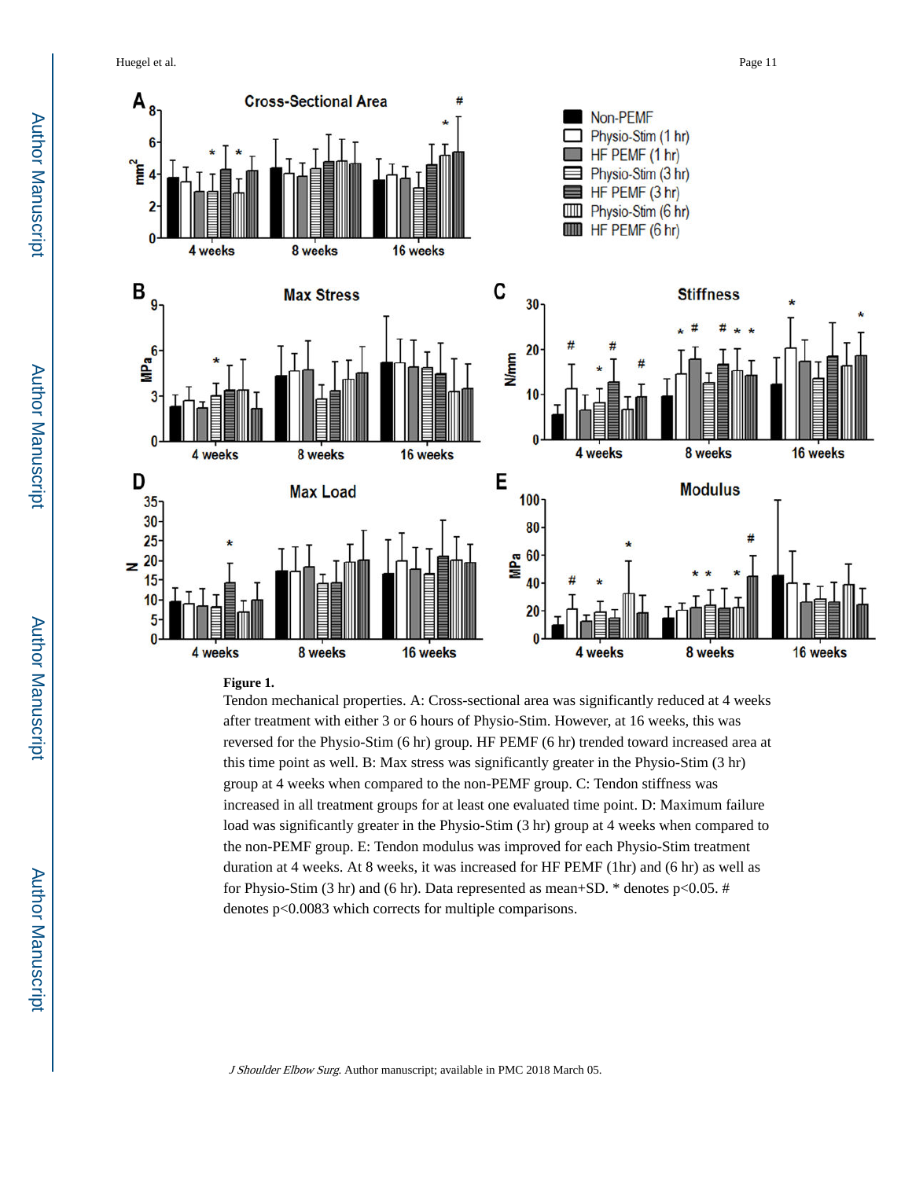**Figure 1.**

Tendon mechanical properties. A: Cross-sectional area was significantly reduced at 4 weeks after treatment with either 3 or 6 hours of Physio-Stim. However, at 16 weeks, this was reversed for the Physio-Stim (6 hr) group. HF PEMF (6 hr) trended toward increased area at this time point as well. B: Max stress was significantly greater in the Physio-Stim (3 hr) group at 4 weeks when compared to the non-PEMF group. C: Tendon stiffness was increased in all treatment groups for at least one evaluated time point. D: Maximum failure load was significantly greater in the Physio-Stim (3 hr) group at 4 weeks when compared to the non-PEMF group. E: Tendon modulus was improved for each Physio-Stim treatment duration at 4 weeks. At 8 weeks, it was increased for HF PEMF (1hr) and (6 hr) as well as for Physio-Stim (3 hr) and (6 hr). Data represented as mean+SD. * denotes $p<0.05$. # denotes $p<0.0083$ which corrects for multiple comparisons.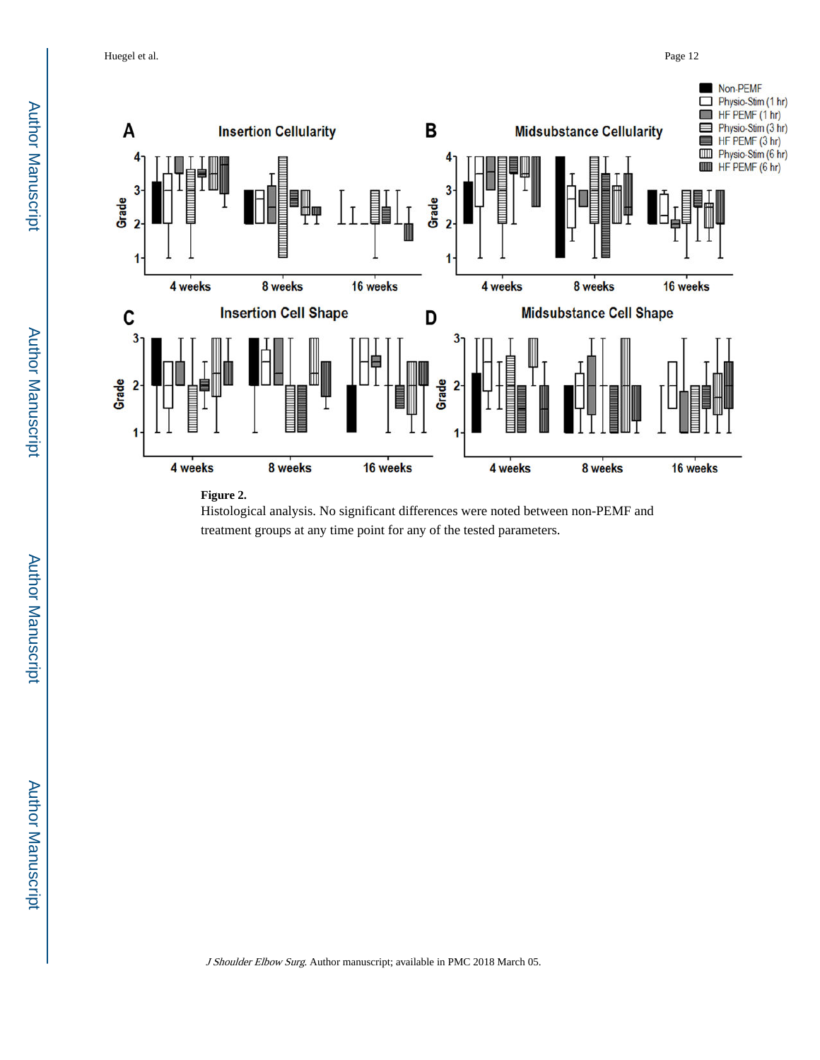**Figure 2.**

Histological analysis. No significant differences were noted between non-PEMF and treatment groups at any time point for any of the tested parameters.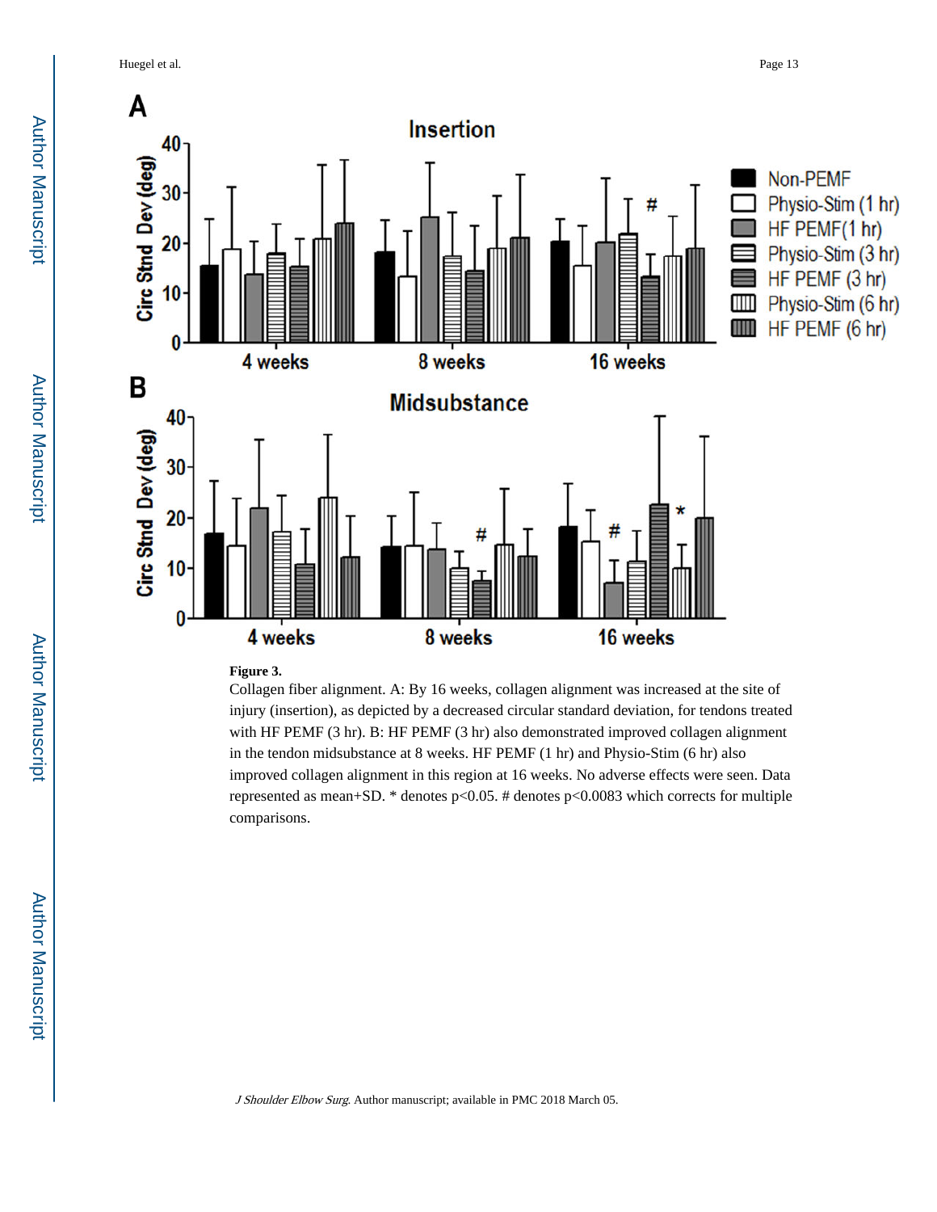**Figure 3.**

Collagen fiber alignment. A: By 16 weeks, collagen alignment was increased at the site of injury (insertion), as depicted by a decreased circular standard deviation, for tendons treated with HF PEMF (3 hr). B: HF PEMF (3 hr) also demonstrated improved collagen alignment in the tendon midsubstance at 8 weeks. HF PEMF (1 hr) and Physio-Stim (6 hr) also improved collagen alignment in this region at 16 weeks. No adverse effects were seen. Data represented as mean+SD. * denotes $p<0.05$. # denotes $p<0.0083$ which corrects for multiple comparisons.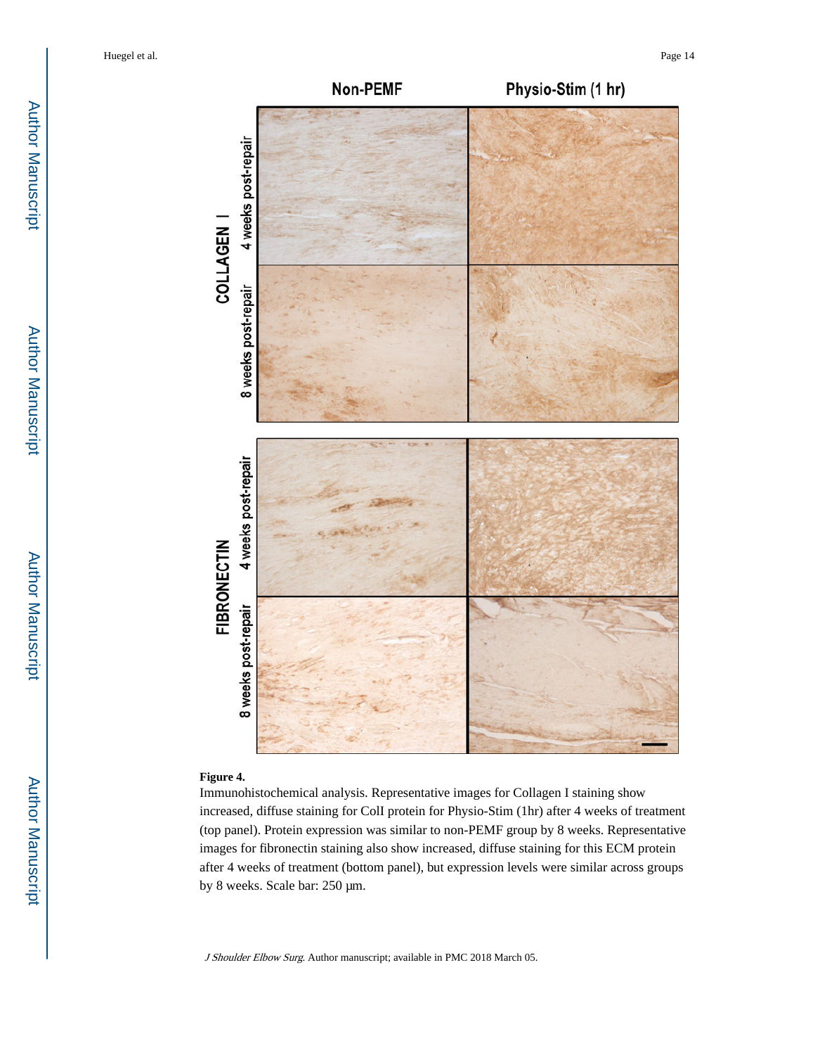**Figure 4.**

Immunohistochemical analysis. Representative images for Collagen I staining show increased, diffuse staining for ColI protein for Physio-Stim (1hr) after 4 weeks of treatment (top panel). Protein expression was similar to non-PEMF group by 8 weeks. Representative images for fibronectin staining also show increased, diffuse staining for this ECM protein after 4 weeks of treatment (bottom panel), but expression levels were similar across groups by 8 weeks. Scale bar: 250 μm.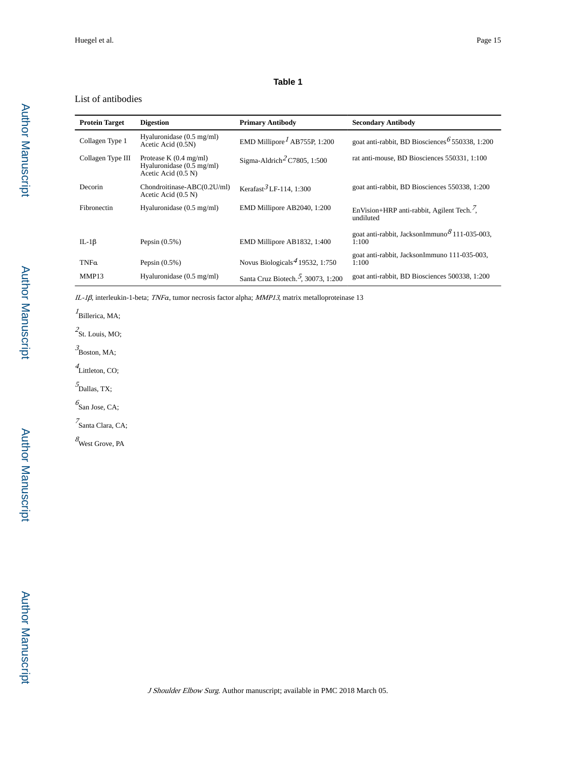**Table 1**

List of antibodies

| Protein Target | Digestion | Primary Antibody | Secondary Antibody |
|---|---|---|---|
| Collagen Type 1 | Hyaluronidase (0.5 mg/ml) Acetic Acid (0.5N) | EMD Millipore[1] AB755P, 1:200 | goat anti-rabbit, BD Biosciences[6] 550338, 1:200 |
| Collagen Type III | Protease K (0.4 mg/ml) Hyaluronidase (0.5 mg/ml) Acetic Acid (0.5 N) | Sigma-Aldrich[2] C7805, 1:500 | rat anti-mouse, BD Biosciences 550331, 1:100 |
| Decorin | Chondroitinase-ABC(0.2U/ml) Acetic Acid (0.5 N) | Kerafast[3] LF-114, 1:300 | goat anti-rabbit, BD Biosciences 550338, 1:200 |
| Fibronectin | Hyaluronidase (0.5 mg/ml) | EMD Millipore AB2040, 1:200 | EnVision+HRP anti-rabbit, Agilent Tech.[7], undiluted |
| IL-1β | Pepsin (0.5%) | EMD Millipore AB1832, 1:400 | goat anti-rabbit, JacksonImmuno[8] 111-035-003, 1:100 |
| TNFα | Pepsin (0.5%) | Novus Biologicals[4] 19532, 1:750 | goat anti-rabbit, JacksonImmuno 111-035-003, 1:100 |
| MMP13 | Hyaluronidase (0.5 mg/ml) | Santa Cruz Biotech.[5], 30073, 1:200 | goat anti-rabbit, BD Biosciences 500338, 1:200 |

*IL-1β*, interleukin-1-beta; *TNFα*, tumor necrosis factor alpha; *MMP13*, matrix metalloproteinase 13

[1]Billerica, MA;

[2]St. Louis, MO;

[3]Boston, MA;

[4]Littleton, CO;

[5]Dallas, TX;

[6]San Jose, CA;

[7]Santa Clara, CA;

[8]West Grove, PA